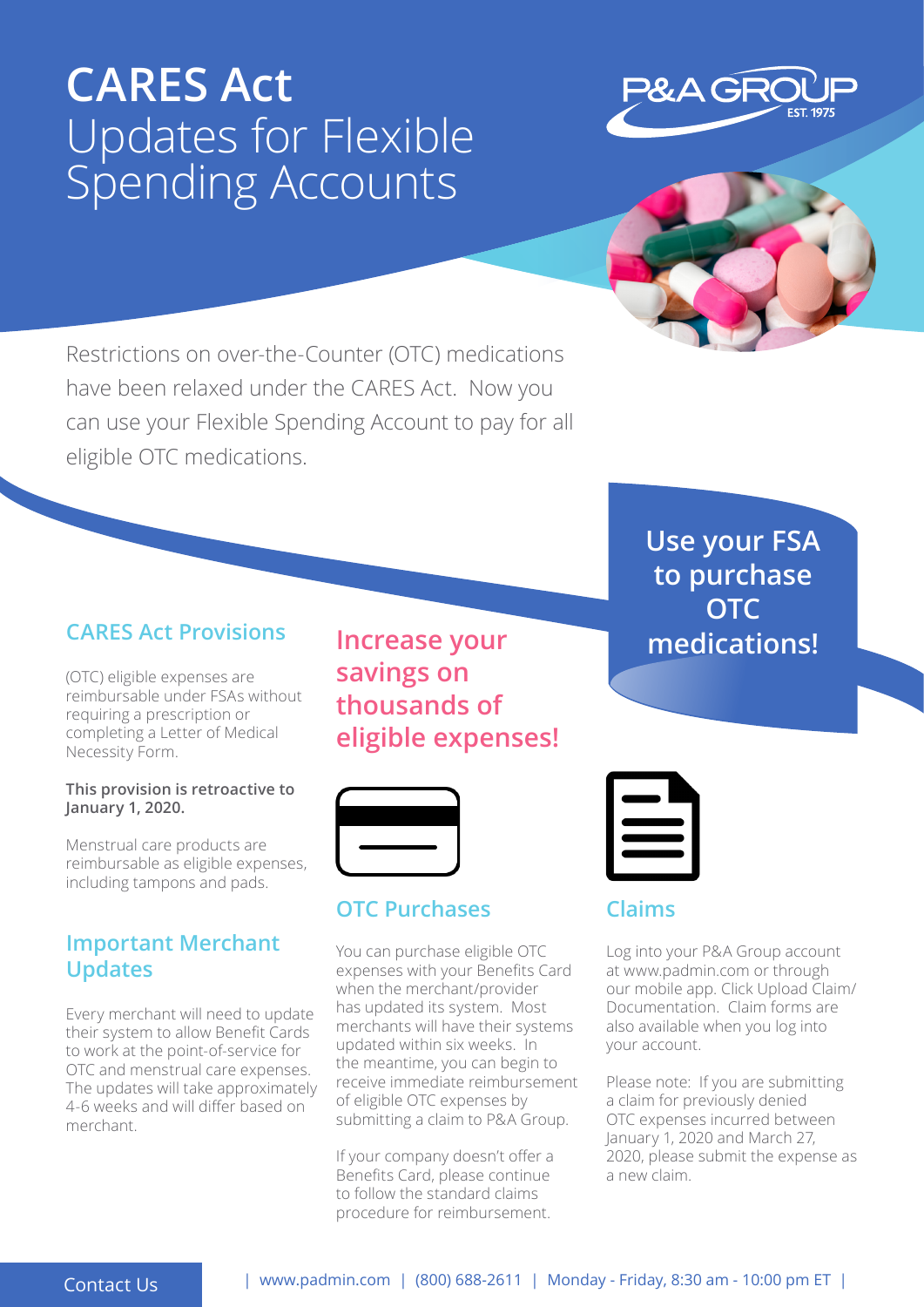# CARES Act Updates for Flexible Spending Accounts

P&A GROUP EST. 1975

Restrictions on over-the-Counter (OTC) medications have been relaxed under the CARES Act. Now you can use your Flexible Spending Account to pay for all eligible OTC medications.

**Use your FSA to purchase OTC medications!**

## CARES Act Provisions

(OTC) eligible expenses are reimbursable under FSAs without requiring a prescription or completing a Letter of Medical Necessity Form.

**This provision is retroactive to January 1, 2020.**

Menstrual care products are reimbursable as eligible expenses, including tampons and pads.

## Important Merchant Updates

Every merchant will need to update their system to allow Benefit Cards to work at the point-of-service for OTC and menstrual care expenses. The updates will take approximately 4-6 weeks and will differ based on merchant.

## Increase your savings on thousands of eligible expenses!

## OTC Purchases

You can purchase eligible OTC expenses with your Benefits Card when the merchant/provider has updated its system. Most merchants will have their systems updated within six weeks. In the meantime, you can begin to receive immediate reimbursement of eligible OTC expenses by submitting a claim to P&A Group.

If your company doesn't offer a Benefits Card, please continue to follow the standard claims procedure for reimbursement.

## Claims

Log into your P&A Group account at www.padmin.com or through our mobile app. Click Upload Claim/ Documentation. Claim forms are also available when you log into your account.

Please note: If you are submitting a claim for previously denied OTC expenses incurred between January 1, 2020 and March 27, 2020, please submit the expense as a new claim.

Contact Us | www.padmin.com | (800) 688-2611 | Monday - Friday, 8:30 am - 10:00 pm ET |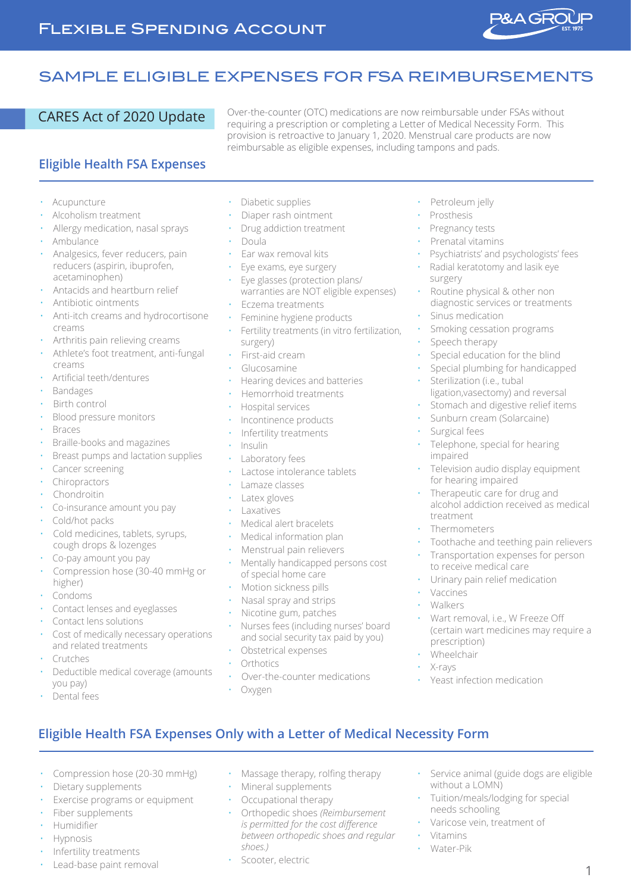# Flexible Spending Account

## SAMPLE ELIGIBLE EXPENSES FOR FSA REIMBURSEMENTS

### CARES Act of 2020 Update

Over-the-counter (OTC) medications are now reimbursable under FSAs without requiring a prescription or completing a Letter of Medical Necessity Form. This provision is retroactive to January 1, 2020. Menstrual care products are now reimbursable as eligible expenses, including tampons and pads.

### Eligible Health FSA Expenses

- Acupuncture
- Alcoholism treatment
- Allergy medication, nasal sprays
- Ambulance
- Analgesics, fever reducers, pain reducers (aspirin, ibuprofen, acetaminophen)
- Antacids and heartburn relief
- Antibiotic ointments
- Anti-itch creams and hydrocortisone creams
- Arthritis pain relieving creams
- Athlete's foot treatment, anti-fungal creams
- Artificial teeth/dentures
- Bandages
- Birth control
- Blood pressure monitors
- Braces
- Braille-books and magazines
- Breast pumps and lactation supplies
- Cancer screening
- Chiropractors
- Chondroitin
- Co-insurance amount you pay
- Cold/hot packs
- Cold medicines, tablets, syrups, cough drops & lozenges
- Co-pay amount you pay
- Compression hose (30-40 mmHg or higher)
- Condoms
- Contact lenses and eyeglasses
- Contact lens solutions
- Cost of medically necessary operations and related treatments
- Crutches
- Deductible medical coverage (amounts you pay)
- Dental fees
- Diabetic supplies
- Diaper rash ointment
- Drug addiction treatment
- Doula
- Ear wax removal kits
- Eye exams, eye surgery
- Eye glasses (protection plans/ warranties are NOT eligible expenses)
- Eczema treatments
- Feminine hygiene products
- Fertility treatments (in vitro fertilization, surgery)
- First-aid cream
- Glucosamine
- Hearing devices and batteries
- Hemorrhoid treatments
- Hospital services
- Incontinence products
- Infertility treatments
- Insulin
- Laboratory fees
- Lactose intolerance tablets
- Lamaze classes
- Latex gloves
- Laxatives
- Medical alert bracelets
- Medical information plan
- Menstrual pain relievers
- Mentally handicapped persons cost of special home care
- Motion sickness pills
- Nasal spray and strips
- Nicotine gum, patches
- Nurses fees (including nurses' board and social security tax paid by you)
- Obstetrical expenses
- Orthotics
- Over-the-counter medications
- Oxygen
- Petroleum jelly
- Prosthesis
- Pregnancy tests
- Prenatal vitamins
- Psychiatrists' and psychologists' fees
- Radial keratotomy and lasik eye surgery
- Routine physical & other non diagnostic services or treatments
- Sinus medication
- Smoking cessation programs
- Speech therapy
- Special education for the blind
- Special plumbing for handicapped
- Sterilization (i.e., tubal ligation,vasectomy) and reversal
- Stomach and digestive relief items
- Sunburn cream (Solarcaine)
- Surgical fees
- Telephone, special for hearing impaired
- Television audio display equipment for hearing impaired
- Therapeutic care for drug and alcohol addiction received as medical treatment
- Thermometers
- Toothache and teething pain relievers
- Transportation expenses for person to receive medical care
- Urinary pain relief medication
- Vaccines
- Walkers
- Wart removal, i.e., W Freeze Off (certain wart medicines may require a prescription)
- Wheelchair
- X-rays
- Yeast infection medication

### Eligible Health FSA Expenses Only with a Letter of Medical Necessity Form

- Compression hose (20-30 mmHg)
- Dietary supplements
- Exercise programs or equipment
- Fiber supplements
- Humidifier
- Hypnosis
- Infertility treatments
- Lead-base paint removal
- Massage therapy, rolfing therapy
- Mineral supplements
- Occupational therapy
- Orthopedic shoes *(Reimbursement is permitted for the cost difference between orthopedic shoes and regular shoes.)*
- Scooter, electric
- Service animal (guide dogs are eligible without a LOMN)
- Tuition/meals/lodging for special needs schooling
- Varicose vein, treatment of
- Vitamins
- Water-Pik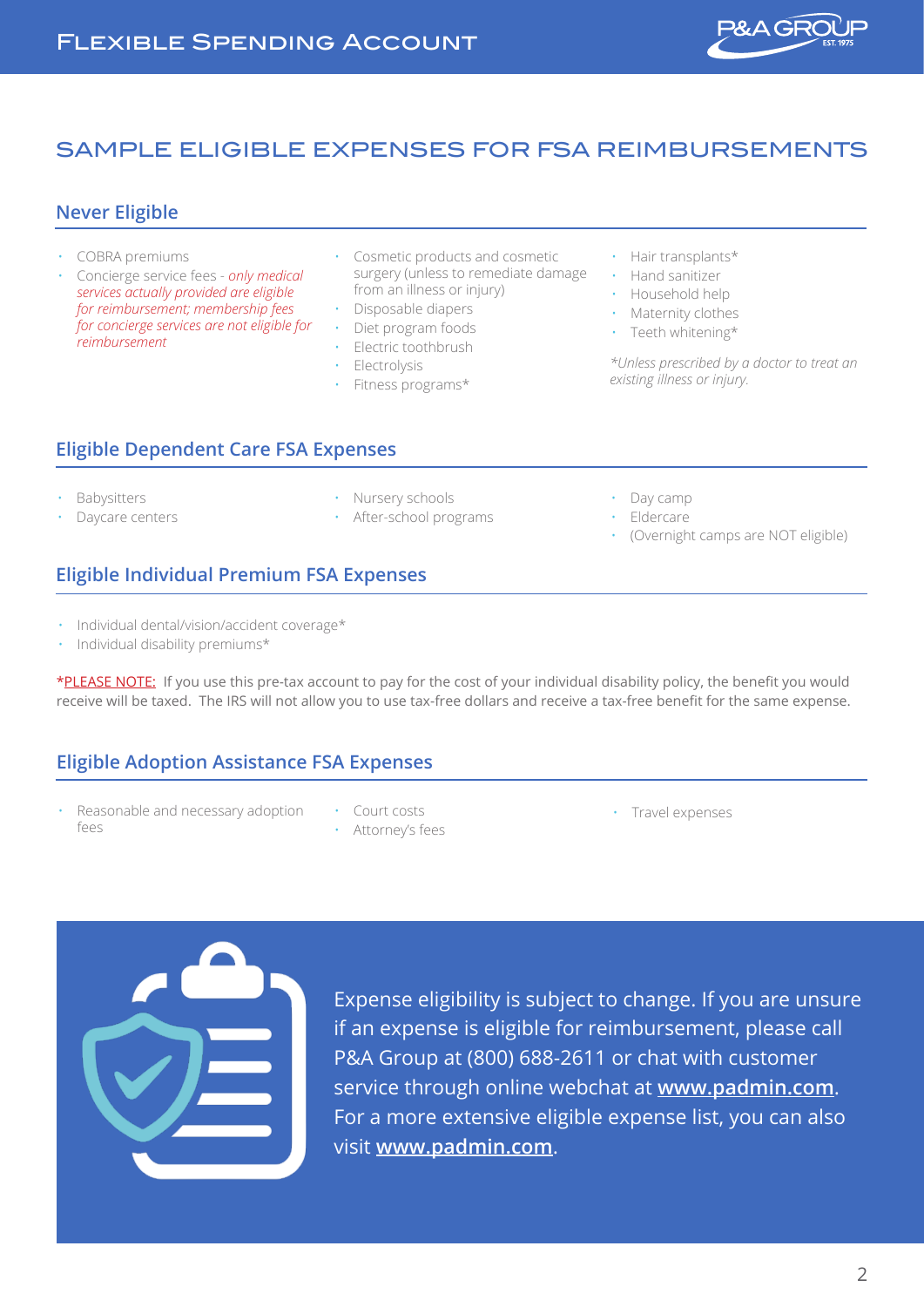# SAMPLE ELIGIBLE EXPENSES FOR FSA REIMBURSEMENTS

## Never Eligible

- COBRA premiums
- Concierge service fees - *only medical services actually provided are eligible for reimbursement; membership fees for concierge services are not eligible for reimbursement*
- Cosmetic products and cosmetic surgery (unless to remediate damage from an illness or injury)
- Disposable diapers
- Diet program foods
- Electric toothbrush
- Electrolysis
- Fitness programs*
- Hair transplants*
- Hand sanitizer
- Household help
- Maternity clothes
- Teeth whitening*

*\*Unless prescribed by a doctor to treat an existing illness or injury.*

## Eligible Dependent Care FSA Expenses

- Babysitters
- Daycare centers
- Nursery schools
- After-school programs
- Day camp
- Eldercare
- (Overnight camps are NOT eligible)

## Eligible Individual Premium FSA Expenses

- Individual dental/vision/accident coverage*
- Individual disability premiums*

*PLEASE NOTE: If you use this pre-tax account to pay for the cost of your individual disability policy, the benefit you would receive will be taxed. The IRS will not allow you to use tax-free dollars and receive a tax-free benefit for the same expense.

## Eligible Adoption Assistance FSA Expenses

- Reasonable and necessary adoption fees
- Court costs
- Attorney's fees
- Travel expenses

Expense eligibility is subject to change. If you are unsure if an expense is eligible for reimbursement, please call P&A Group at (800) 688-2611 or chat with customer service through online webchat at **www.padmin.com**. For a more extensive eligible expense list, you can also visit **www.padmin.com**.